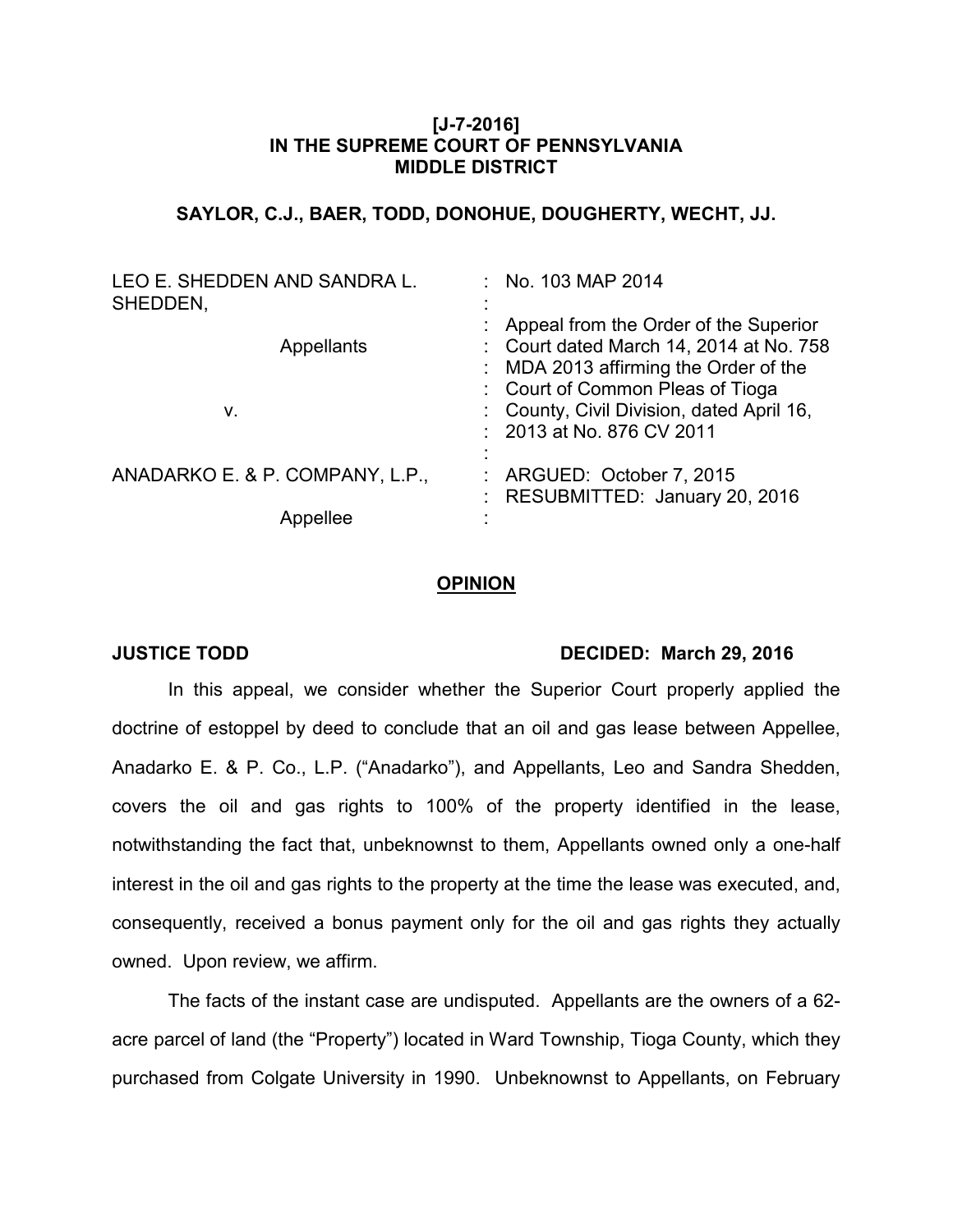**[J-7-2016]**
**IN THE SUPREME COURT OF PENNSYLVANIA**
**MIDDLE DISTRICT**

**SAYLOR, C.J., BAER, TODD, DONOHUE, DOUGHERTY, WECHT, JJ.**

| | |
|---|---|
| LEO E. SHEDDEN AND SANDRA L. SHEDDEN, | : No. 103 MAP 2014 |
| Appellants | : Appeal from the Order of the Superior Court dated March 14, 2014 at No. 758 MDA 2013 affirming the Order of the Court of Common Pleas of Tioga County, Civil Division, dated April 16, 2013 at No. 876 CV 2011 |
| v. | : |
| ANADARKO E. & P. COMPANY, L.P., | : ARGUED: October 7, 2015 |
| | : RESUBMITTED: January 20, 2016 |
| Appellee | : |

## OPINION

**JUSTICE TODD** **DECIDED: March 29, 2016**

In this appeal, we consider whether the Superior Court properly applied the doctrine of estoppel by deed to conclude that an oil and gas lease between Appellee, Anadarko E. & P. Co., L.P. ("Anadarko"), and Appellants, Leo and Sandra Shedden, covers the oil and gas rights to 100% of the property identified in the lease, notwithstanding the fact that, unbeknownst to them, Appellants owned only a one-half interest in the oil and gas rights to the property at the time the lease was executed, and, consequently, received a bonus payment only for the oil and gas rights they actually owned. Upon review, we affirm.

The facts of the instant case are undisputed. Appellants are the owners of a 62-acre parcel of land (the "Property") located in Ward Township, Tioga County, which they purchased from Colgate University in 1990. Unbeknownst to Appellants, on February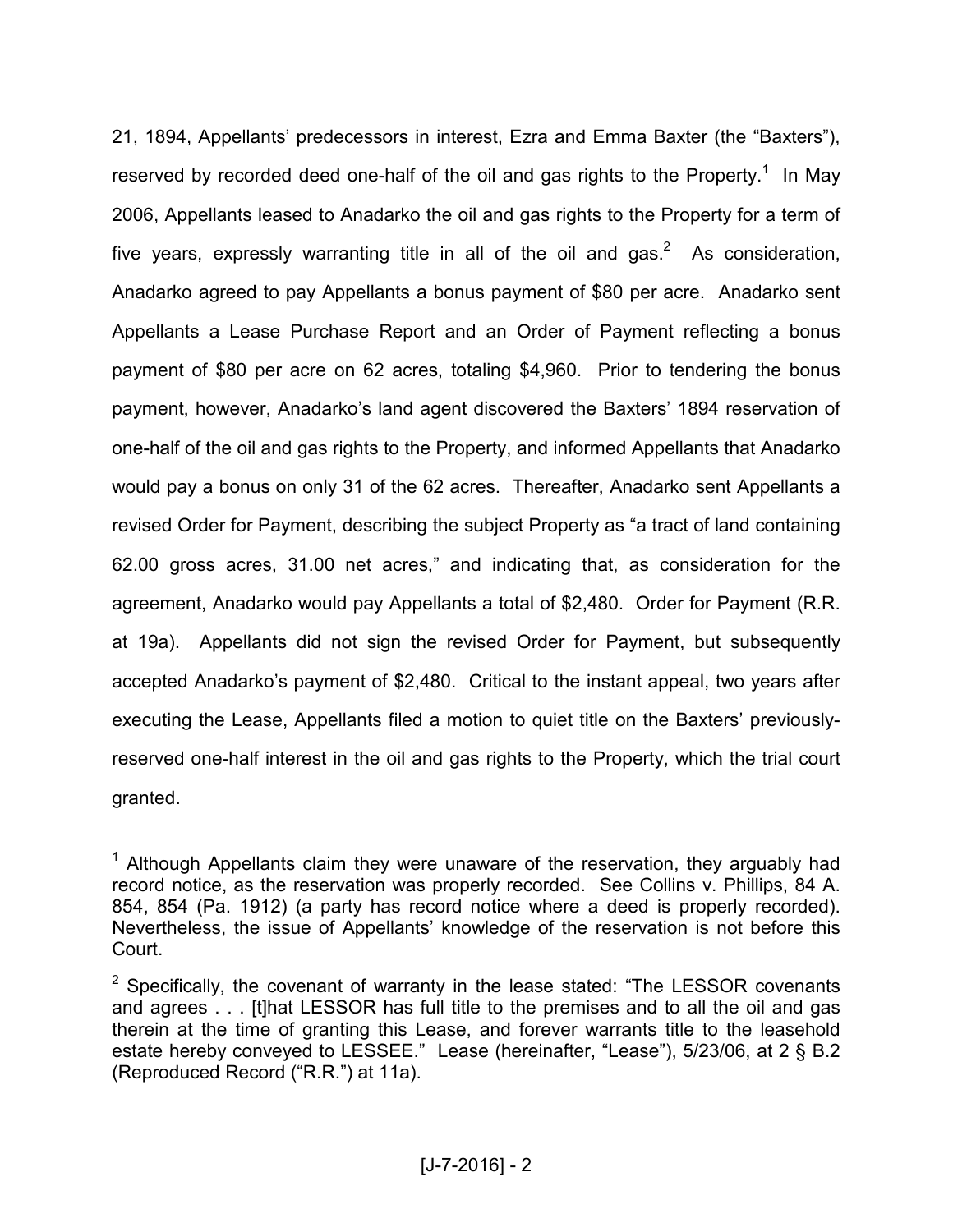21, 1894, Appellants' predecessors in interest, Ezra and Emma Baxter (the "Baxters"), reserved by recorded deed one-half of the oil and gas rights to the Property.[1] In May 2006, Appellants leased to Anadarko the oil and gas rights to the Property for a term of five years, expressly warranting title in all of the oil and gas.[2] As consideration, Anadarko agreed to pay Appellants a bonus payment of $80 per acre. Anadarko sent Appellants a Lease Purchase Report and an Order of Payment reflecting a bonus payment of $80 per acre on 62 acres, totaling $4,960. Prior to tendering the bonus payment, however, Anadarko's land agent discovered the Baxters' 1894 reservation of one-half of the oil and gas rights to the Property, and informed Appellants that Anadarko would pay a bonus on only 31 of the 62 acres. Thereafter, Anadarko sent Appellants a revised Order for Payment, describing the subject Property as "a tract of land containing 62.00 gross acres, 31.00 net acres," and indicating that, as consideration for the agreement, Anadarko would pay Appellants a total of $2,480. Order for Payment (R.R. at 19a). Appellants did not sign the revised Order for Payment, but subsequently accepted Anadarko's payment of $2,480. Critical to the instant appeal, two years after executing the Lease, Appellants filed a motion to quiet title on the Baxters' previously-reserved one-half interest in the oil and gas rights to the Property, which the trial court granted.

---

[1] Although Appellants claim they were unaware of the reservation, they arguably had record notice, as the reservation was properly recorded. See Collins v. Phillips, 84 A. 854, 854 (Pa. 1912) (a party has record notice where a deed is properly recorded). Nevertheless, the issue of Appellants' knowledge of the reservation is not before this Court.

[2] Specifically, the covenant of warranty in the lease stated: "The LESSOR covenants and agrees . . . [t]hat LESSOR has full title to the premises and to all the oil and gas therein at the time of granting this Lease, and forever warrants title to the leasehold estate hereby conveyed to LESSEE." Lease (hereinafter, "Lease"), 5/23/06, at 2 § B.2 (Reproduced Record ("R.R.") at 11a).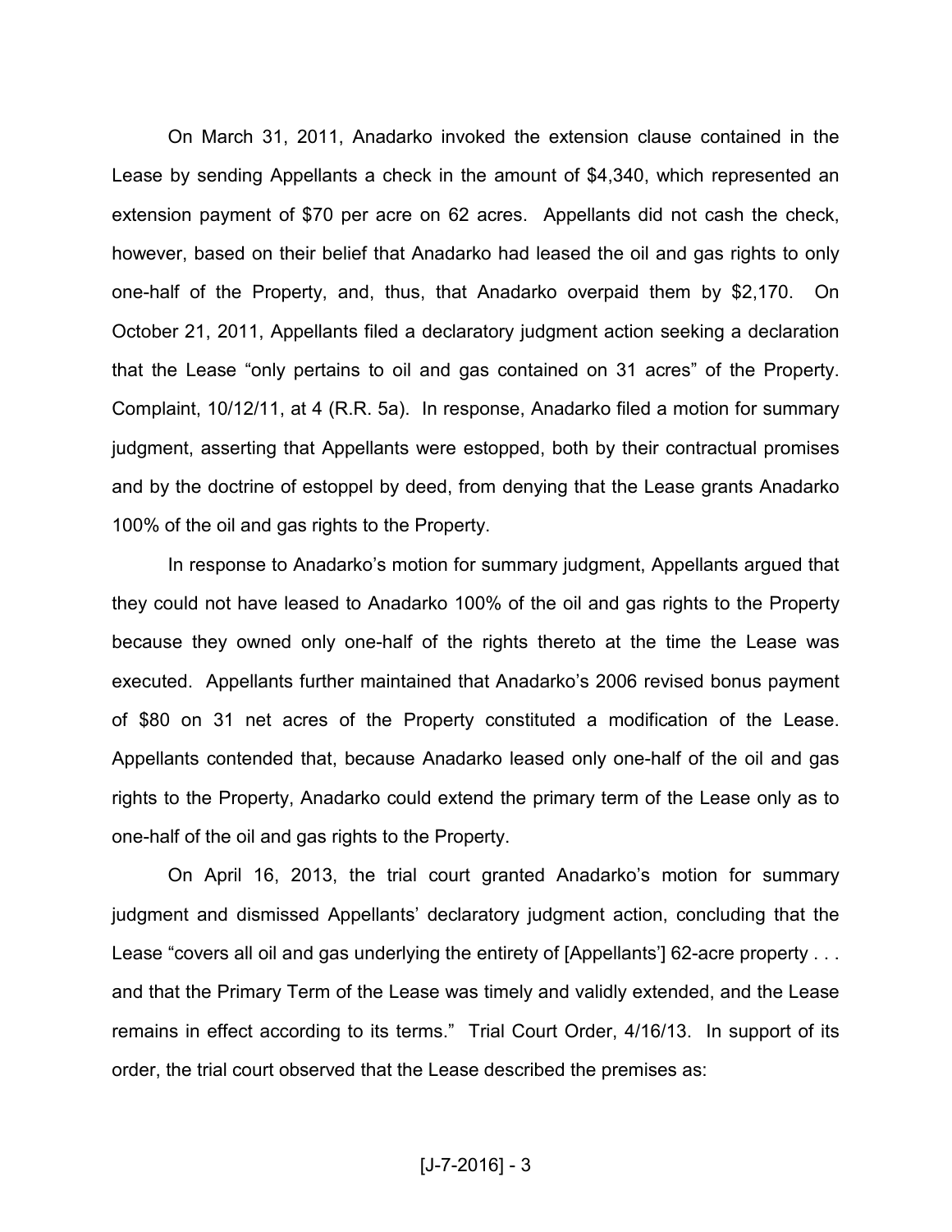On March 31, 2011, Anadarko invoked the extension clause contained in the Lease by sending Appellants a check in the amount of $4,340, which represented an extension payment of $70 per acre on 62 acres. Appellants did not cash the check, however, based on their belief that Anadarko had leased the oil and gas rights to only one-half of the Property, and, thus, that Anadarko overpaid them by $2,170. On October 21, 2011, Appellants filed a declaratory judgment action seeking a declaration that the Lease "only pertains to oil and gas contained on 31 acres" of the Property. Complaint, 10/12/11, at 4 (R.R. 5a). In response, Anadarko filed a motion for summary judgment, asserting that Appellants were estopped, both by their contractual promises and by the doctrine of estoppel by deed, from denying that the Lease grants Anadarko 100% of the oil and gas rights to the Property.

In response to Anadarko's motion for summary judgment, Appellants argued that they could not have leased to Anadarko 100% of the oil and gas rights to the Property because they owned only one-half of the rights thereto at the time the Lease was executed. Appellants further maintained that Anadarko's 2006 revised bonus payment of $80 on 31 net acres of the Property constituted a modification of the Lease. Appellants contended that, because Anadarko leased only one-half of the oil and gas rights to the Property, Anadarko could extend the primary term of the Lease only as to one-half of the oil and gas rights to the Property.

On April 16, 2013, the trial court granted Anadarko's motion for summary judgment and dismissed Appellants' declaratory judgment action, concluding that the Lease "covers all oil and gas underlying the entirety of [Appellants'] 62-acre property . . . and that the Primary Term of the Lease was timely and validly extended, and the Lease remains in effect according to its terms." Trial Court Order, 4/16/13. In support of its order, the trial court observed that the Lease described the premises as: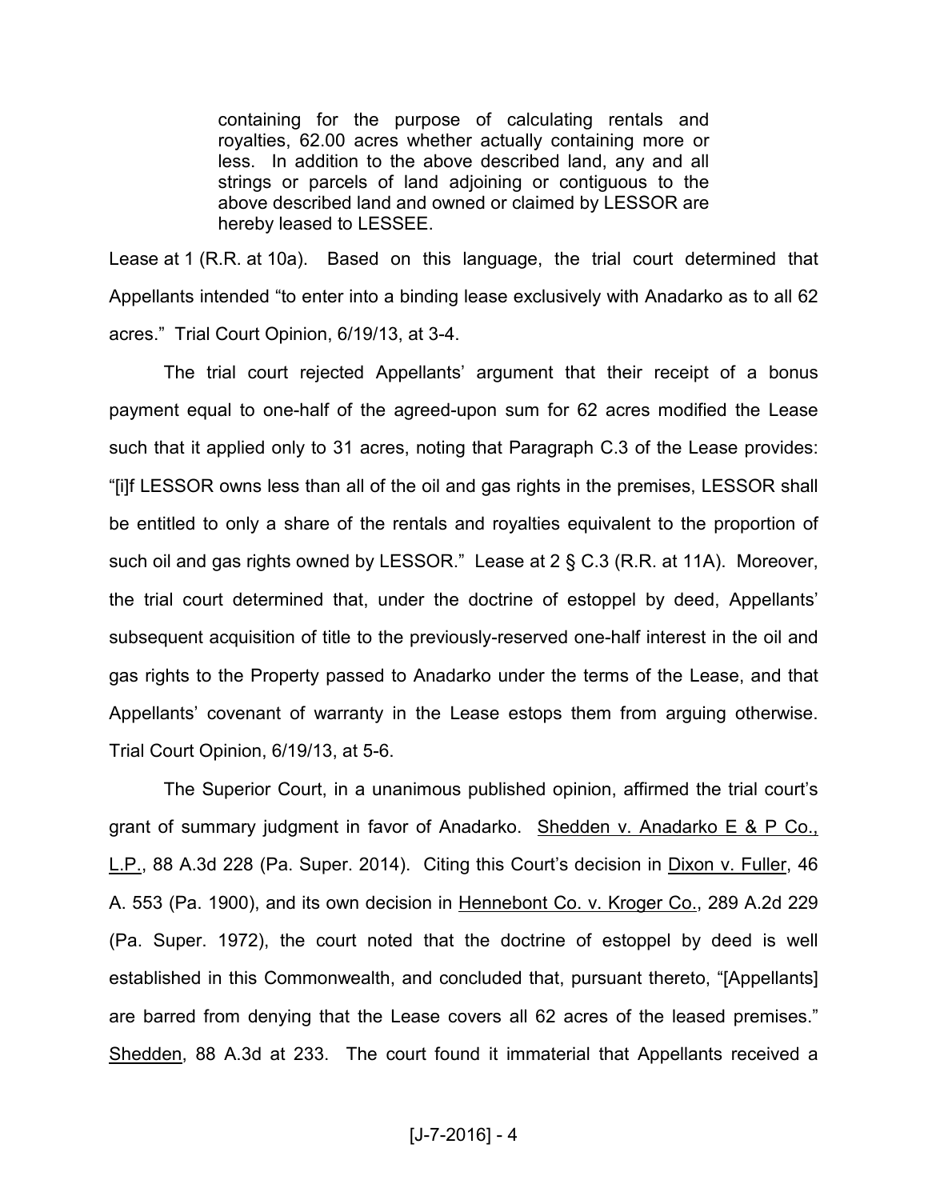> containing for the purpose of calculating rentals and royalties, 62.00 acres whether actually containing more or less. In addition to the above described land, any and all strings or parcels of land adjoining or contiguous to the above described land and owned or claimed by LESSOR are hereby leased to LESSEE.

Lease at 1 (R.R. at 10a). Based on this language, the trial court determined that Appellants intended "to enter into a binding lease exclusively with Anadarko as to all 62 acres." Trial Court Opinion, 6/19/13, at 3-4.

The trial court rejected Appellants' argument that their receipt of a bonus payment equal to one-half of the agreed-upon sum for 62 acres modified the Lease such that it applied only to 31 acres, noting that Paragraph C.3 of the Lease provides: "[i]f LESSOR owns less than all of the oil and gas rights in the premises, LESSOR shall be entitled to only a share of the rentals and royalties equivalent to the proportion of such oil and gas rights owned by LESSOR." Lease at 2 § C.3 (R.R. at 11A). Moreover, the trial court determined that, under the doctrine of estoppel by deed, Appellants' subsequent acquisition of title to the previously-reserved one-half interest in the oil and gas rights to the Property passed to Anadarko under the terms of the Lease, and that Appellants' covenant of warranty in the Lease estops them from arguing otherwise. Trial Court Opinion, 6/19/13, at 5-6.

The Superior Court, in a unanimous published opinion, affirmed the trial court's grant of summary judgment in favor of Anadarko. Shedden v. Anadarko E & P Co., L.P., 88 A.3d 228 (Pa. Super. 2014). Citing this Court's decision in Dixon v. Fuller, 46 A. 553 (Pa. 1900), and its own decision in Hennebont Co. v. Kroger Co., 289 A.2d 229 (Pa. Super. 1972), the court noted that the doctrine of estoppel by deed is well established in this Commonwealth, and concluded that, pursuant thereto, "[Appellants] are barred from denying that the Lease covers all 62 acres of the leased premises." Shedden, 88 A.3d at 233. The court found it immaterial that Appellants received a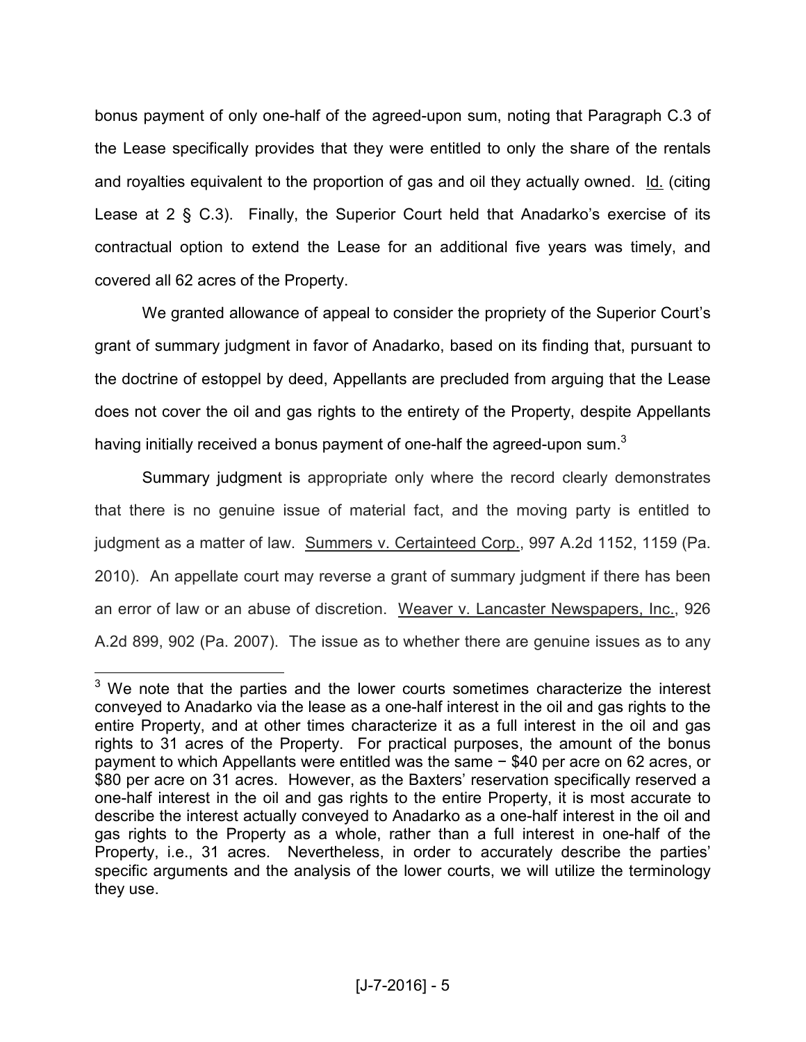bonus payment of only one-half of the agreed-upon sum, noting that Paragraph C.3 of the Lease specifically provides that they were entitled to only the share of the rentals and royalties equivalent to the proportion of gas and oil they actually owned. Id. (citing Lease at 2 § C.3). Finally, the Superior Court held that Anadarko's exercise of its contractual option to extend the Lease for an additional five years was timely, and covered all 62 acres of the Property.

We granted allowance of appeal to consider the propriety of the Superior Court's grant of summary judgment in favor of Anadarko, based on its finding that, pursuant to the doctrine of estoppel by deed, Appellants are precluded from arguing that the Lease does not cover the oil and gas rights to the entirety of the Property, despite Appellants having initially received a bonus payment of one-half the agreed-upon sum.[3]

Summary judgment is appropriate only where the record clearly demonstrates that there is no genuine issue of material fact, and the moving party is entitled to judgment as a matter of law. Summers v. Certainteed Corp., 997 A.2d 1152, 1159 (Pa. 2010). An appellate court may reverse a grant of summary judgment if there has been an error of law or an abuse of discretion. Weaver v. Lancaster Newspapers, Inc., 926 A.2d 899, 902 (Pa. 2007). The issue as to whether there are genuine issues as to any

---

[3] We note that the parties and the lower courts sometimes characterize the interest conveyed to Anadarko via the lease as a one-half interest in the oil and gas rights to the entire Property, and at other times characterize it as a full interest in the oil and gas rights to 31 acres of the Property. For practical purposes, the amount of the bonus payment to which Appellants were entitled was the same − $40 per acre on 62 acres, or $80 per acre on 31 acres. However, as the Baxters' reservation specifically reserved a one-half interest in the oil and gas rights to the entire Property, it is most accurate to describe the interest actually conveyed to Anadarko as a one-half interest in the oil and gas rights to the Property as a whole, rather than a full interest in one-half of the Property, i.e., 31 acres. Nevertheless, in order to accurately describe the parties' specific arguments and the analysis of the lower courts, we will utilize the terminology they use.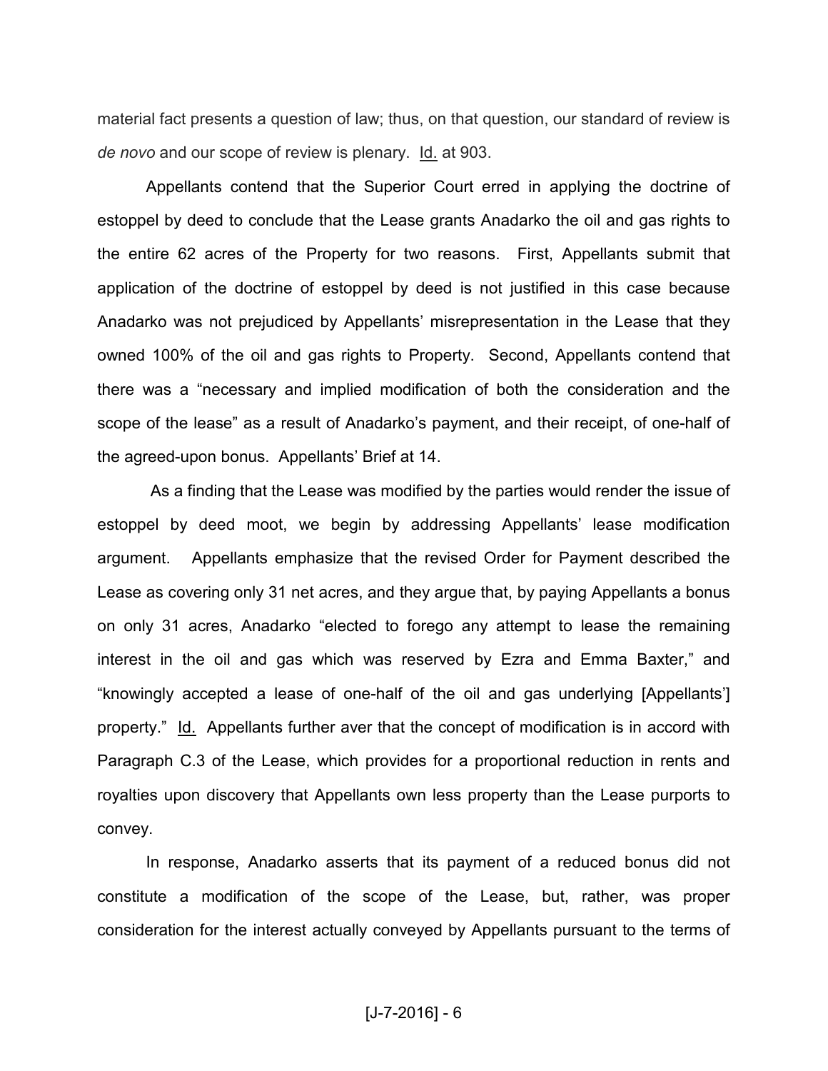material fact presents a question of law; thus, on that question, our standard of review is *de novo* and our scope of review is plenary. Id. at 903.

Appellants contend that the Superior Court erred in applying the doctrine of estoppel by deed to conclude that the Lease grants Anadarko the oil and gas rights to the entire 62 acres of the Property for two reasons. First, Appellants submit that application of the doctrine of estoppel by deed is not justified in this case because Anadarko was not prejudiced by Appellants' misrepresentation in the Lease that they owned 100% of the oil and gas rights to Property. Second, Appellants contend that there was a "necessary and implied modification of both the consideration and the scope of the lease" as a result of Anadarko's payment, and their receipt, of one-half of the agreed-upon bonus. Appellants' Brief at 14.

As a finding that the Lease was modified by the parties would render the issue of estoppel by deed moot, we begin by addressing Appellants' lease modification argument. Appellants emphasize that the revised Order for Payment described the Lease as covering only 31 net acres, and they argue that, by paying Appellants a bonus on only 31 acres, Anadarko "elected to forego any attempt to lease the remaining interest in the oil and gas which was reserved by Ezra and Emma Baxter," and "knowingly accepted a lease of one-half of the oil and gas underlying [Appellants'] property." Id. Appellants further aver that the concept of modification is in accord with Paragraph C.3 of the Lease, which provides for a proportional reduction in rents and royalties upon discovery that Appellants own less property than the Lease purports to convey.

In response, Anadarko asserts that its payment of a reduced bonus did not constitute a modification of the scope of the Lease, but, rather, was proper consideration for the interest actually conveyed by Appellants pursuant to the terms of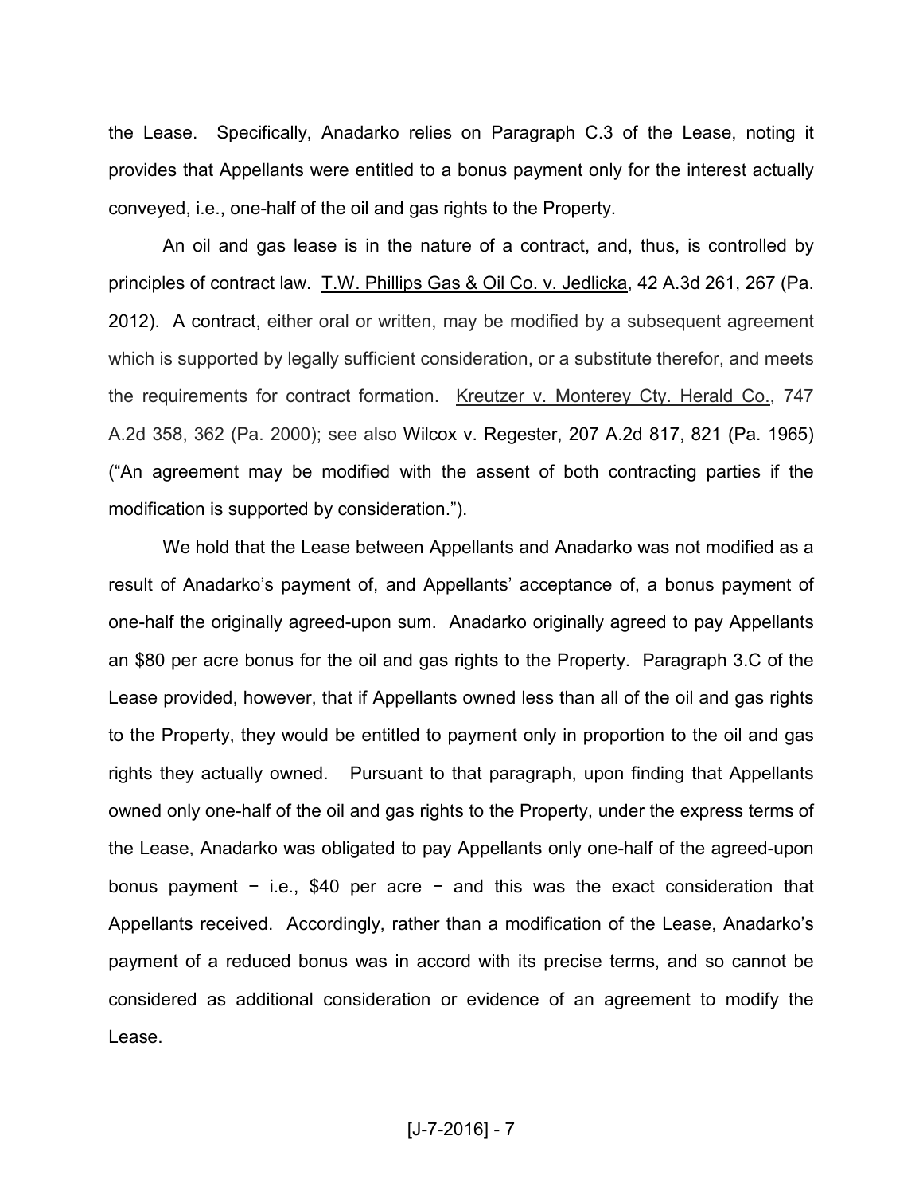the Lease. Specifically, Anadarko relies on Paragraph C.3 of the Lease, noting it provides that Appellants were entitled to a bonus payment only for the interest actually conveyed, i.e., one-half of the oil and gas rights to the Property.

An oil and gas lease is in the nature of a contract, and, thus, is controlled by principles of contract law. T.W. Phillips Gas & Oil Co. v. Jedlicka, 42 A.3d 261, 267 (Pa. 2012). A contract, either oral or written, may be modified by a subsequent agreement which is supported by legally sufficient consideration, or a substitute therefor, and meets the requirements for contract formation. Kreutzer v. Monterey Cty. Herald Co., 747 A.2d 358, 362 (Pa. 2000); see also Wilcox v. Regester, 207 A.2d 817, 821 (Pa. 1965) ("An agreement may be modified with the assent of both contracting parties if the modification is supported by consideration.").

We hold that the Lease between Appellants and Anadarko was not modified as a result of Anadarko's payment of, and Appellants' acceptance of, a bonus payment of one-half the originally agreed-upon sum. Anadarko originally agreed to pay Appellants an $80 per acre bonus for the oil and gas rights to the Property. Paragraph 3.C of the Lease provided, however, that if Appellants owned less than all of the oil and gas rights to the Property, they would be entitled to payment only in proportion to the oil and gas rights they actually owned. Pursuant to that paragraph, upon finding that Appellants owned only one-half of the oil and gas rights to the Property, under the express terms of the Lease, Anadarko was obligated to pay Appellants only one-half of the agreed-upon bonus payment − i.e., $40 per acre − and this was the exact consideration that Appellants received. Accordingly, rather than a modification of the Lease, Anadarko's payment of a reduced bonus was in accord with its precise terms, and so cannot be considered as additional consideration or evidence of an agreement to modify the Lease.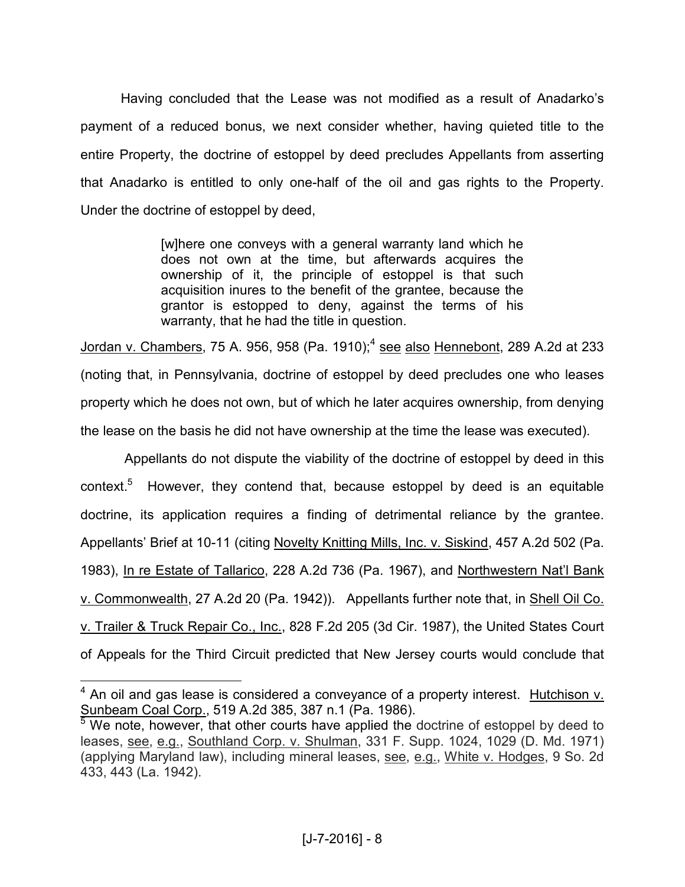Having concluded that the Lease was not modified as a result of Anadarko's payment of a reduced bonus, we next consider whether, having quieted title to the entire Property, the doctrine of estoppel by deed precludes Appellants from asserting that Anadarko is entitled to only one-half of the oil and gas rights to the Property. Under the doctrine of estoppel by deed,

> [w]here one conveys with a general warranty land which he does not own at the time, but afterwards acquires the ownership of it, the principle of estoppel is that such acquisition inures to the benefit of the grantee, because the grantor is estopped to deny, against the terms of his warranty, that he had the title in question.

Jordan v. Chambers, 75 A. 956, 958 (Pa. 1910);[4] see also Hennebont, 289 A.2d at 233 (noting that, in Pennsylvania, doctrine of estoppel by deed precludes one who leases property which he does not own, but of which he later acquires ownership, from denying the lease on the basis he did not have ownership at the time the lease was executed).

Appellants do not dispute the viability of the doctrine of estoppel by deed in this context.[5] However, they contend that, because estoppel by deed is an equitable doctrine, its application requires a finding of detrimental reliance by the grantee. Appellants' Brief at 10-11 (citing Novelty Knitting Mills, Inc. v. Siskind, 457 A.2d 502 (Pa. 1983), In re Estate of Tallarico, 228 A.2d 736 (Pa. 1967), and Northwestern Nat'l Bank v. Commonwealth, 27 A.2d 20 (Pa. 1942)). Appellants further note that, in Shell Oil Co. v. Trailer & Truck Repair Co., Inc., 828 F.2d 205 (3d Cir. 1987), the United States Court of Appeals for the Third Circuit predicted that New Jersey courts would conclude that

---

[4] An oil and gas lease is considered a conveyance of a property interest. Hutchison v. Sunbeam Coal Corp., 519 A.2d 385, 387 n.1 (Pa. 1986).

[5] We note, however, that other courts have applied the doctrine of estoppel by deed to leases, see, e.g., Southland Corp. v. Shulman, 331 F. Supp. 1024, 1029 (D. Md. 1971) (applying Maryland law), including mineral leases, see, e.g., White v. Hodges, 9 So. 2d 433, 443 (La. 1942).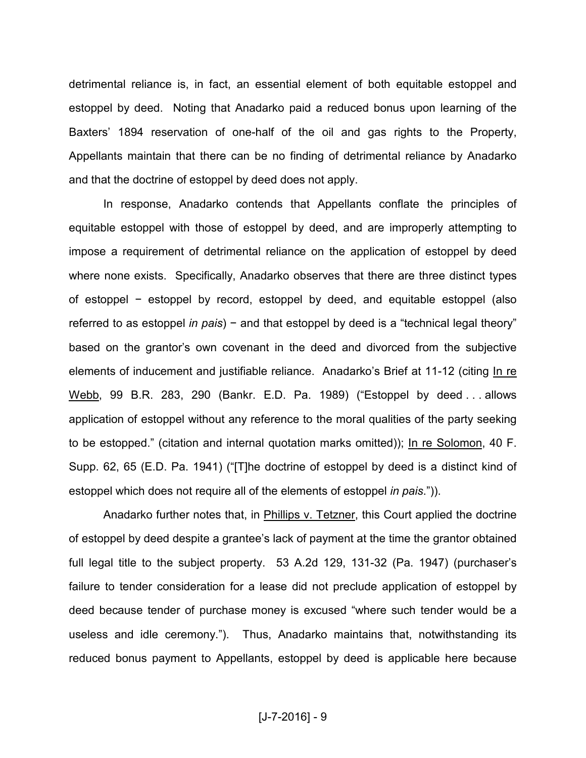detrimental reliance is, in fact, an essential element of both equitable estoppel and estoppel by deed. Noting that Anadarko paid a reduced bonus upon learning of the Baxters' 1894 reservation of one-half of the oil and gas rights to the Property, Appellants maintain that there can be no finding of detrimental reliance by Anadarko and that the doctrine of estoppel by deed does not apply.

In response, Anadarko contends that Appellants conflate the principles of equitable estoppel with those of estoppel by deed, and are improperly attempting to impose a requirement of detrimental reliance on the application of estoppel by deed where none exists. Specifically, Anadarko observes that there are three distinct types of estoppel − estoppel by record, estoppel by deed, and equitable estoppel (also referred to as estoppel *in pais*) − and that estoppel by deed is a "technical legal theory" based on the grantor's own covenant in the deed and divorced from the subjective elements of inducement and justifiable reliance. Anadarko's Brief at 11-12 (citing In re Webb, 99 B.R. 283, 290 (Bankr. E.D. Pa. 1989) ("Estoppel by deed . . . allows application of estoppel without any reference to the moral qualities of the party seeking to be estopped." (citation and internal quotation marks omitted)); In re Solomon, 40 F. Supp. 62, 65 (E.D. Pa. 1941) ("[T]he doctrine of estoppel by deed is a distinct kind of estoppel which does not require all of the elements of estoppel *in pais*.")).

Anadarko further notes that, in Phillips v. Tetzner, this Court applied the doctrine of estoppel by deed despite a grantee's lack of payment at the time the grantor obtained full legal title to the subject property. 53 A.2d 129, 131-32 (Pa. 1947) (purchaser's failure to tender consideration for a lease did not preclude application of estoppel by deed because tender of purchase money is excused "where such tender would be a useless and idle ceremony."). Thus, Anadarko maintains that, notwithstanding its reduced bonus payment to Appellants, estoppel by deed is applicable here because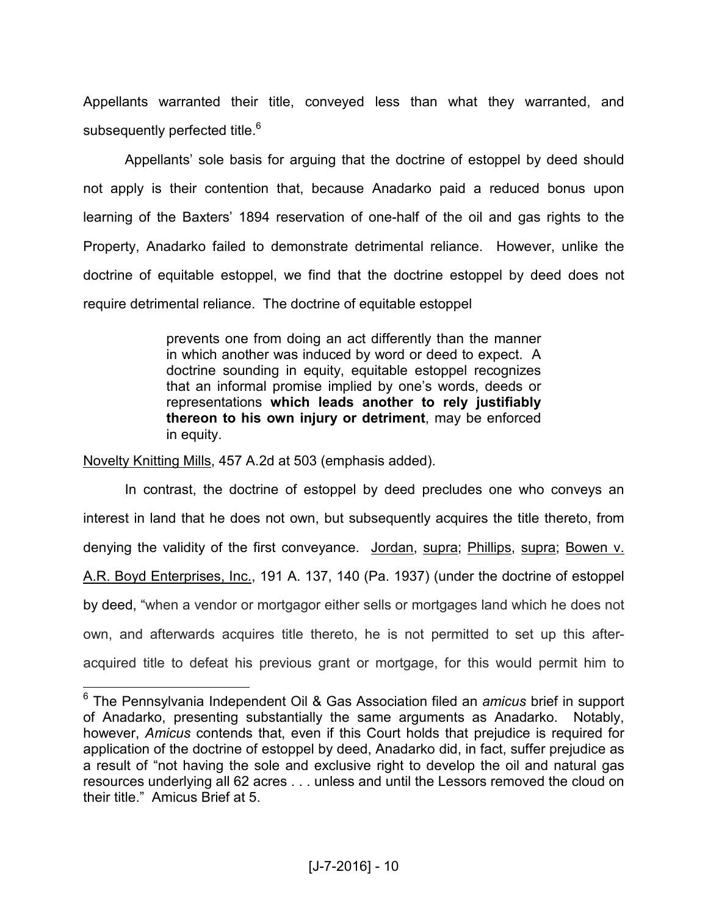Appellants warranted their title, conveyed less than what they warranted, and subsequently perfected title.[6]

Appellants' sole basis for arguing that the doctrine of estoppel by deed should not apply is their contention that, because Anadarko paid a reduced bonus upon learning of the Baxters' 1894 reservation of one-half of the oil and gas rights to the Property, Anadarko failed to demonstrate detrimental reliance. However, unlike the doctrine of equitable estoppel, we find that the doctrine estoppel by deed does not require detrimental reliance. The doctrine of equitable estoppel

> prevents one from doing an act differently than the manner in which another was induced by word or deed to expect. A doctrine sounding in equity, equitable estoppel recognizes that an informal promise implied by one's words, deeds or representations **which leads another to rely justifiably thereon to his own injury or detriment**, may be enforced in equity.

Novelty Knitting Mills, 457 A.2d at 503 (emphasis added).

In contrast, the doctrine of estoppel by deed precludes one who conveys an interest in land that he does not own, but subsequently acquires the title thereto, from denying the validity of the first conveyance. Jordan, supra; Phillips, supra; Bowen v. A.R. Boyd Enterprises, Inc., 191 A. 137, 140 (Pa. 1937) (under the doctrine of estoppel by deed, "when a vendor or mortgagor either sells or mortgages land which he does not own, and afterwards acquires title thereto, he is not permitted to set up this after-acquired title to defeat his previous grant or mortgage, for this would permit him to

---

[6] The Pennsylvania Independent Oil & Gas Association filed an *amicus* brief in support of Anadarko, presenting substantially the same arguments as Anadarko. Notably, however, *Amicus* contends that, even if this Court holds that prejudice is required for application of the doctrine of estoppel by deed, Anadarko did, in fact, suffer prejudice as a result of "not having the sole and exclusive right to develop the oil and natural gas resources underlying all 62 acres . . . unless and until the Lessors removed the cloud on their title." Amicus Brief at 5.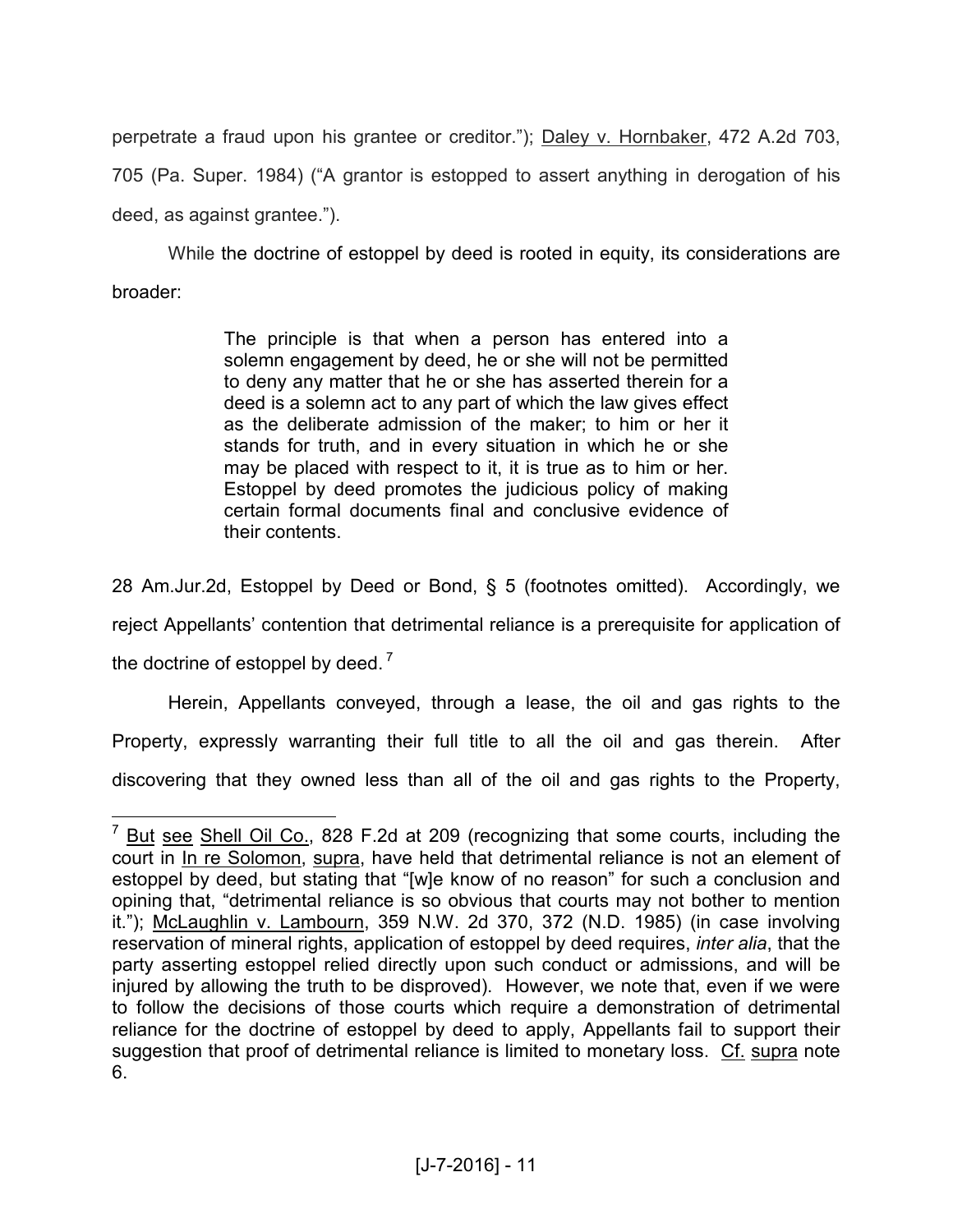perpetrate a fraud upon his grantee or creditor."); Daley v. Hornbaker, 472 A.2d 703, 705 (Pa. Super. 1984) ("A grantor is estopped to assert anything in derogation of his deed, as against grantee.").

While the doctrine of estoppel by deed is rooted in equity, its considerations are broader:

> The principle is that when a person has entered into a solemn engagement by deed, he or she will not be permitted to deny any matter that he or she has asserted therein for a deed is a solemn act to any part of which the law gives effect as the deliberate admission of the maker; to him or her it stands for truth, and in every situation in which he or she may be placed with respect to it, it is true as to him or her. Estoppel by deed promotes the judicious policy of making certain formal documents final and conclusive evidence of their contents.

28 Am.Jur.2d, Estoppel by Deed or Bond, § 5 (footnotes omitted). Accordingly, we reject Appellants' contention that detrimental reliance is a prerequisite for application of the doctrine of estoppel by deed.[7]

Herein, Appellants conveyed, through a lease, the oil and gas rights to the Property, expressly warranting their full title to all the oil and gas therein. After discovering that they owned less than all of the oil and gas rights to the Property,

---

[7] But see Shell Oil Co., 828 F.2d at 209 (recognizing that some courts, including the court in In re Solomon, supra, have held that detrimental reliance is not an element of estoppel by deed, but stating that "[w]e know of no reason" for such a conclusion and opining that, "detrimental reliance is so obvious that courts may not bother to mention it."); McLaughlin v. Lambourn, 359 N.W. 2d 370, 372 (N.D. 1985) (in case involving reservation of mineral rights, application of estoppel by deed requires, *inter alia*, that the party asserting estoppel relied directly upon such conduct or admissions, and will be injured by allowing the truth to be disproved). However, we note that, even if we were to follow the decisions of those courts which require a demonstration of detrimental reliance for the doctrine of estoppel by deed to apply, Appellants fail to support their suggestion that proof of detrimental reliance is limited to monetary loss. Cf. supra note 6.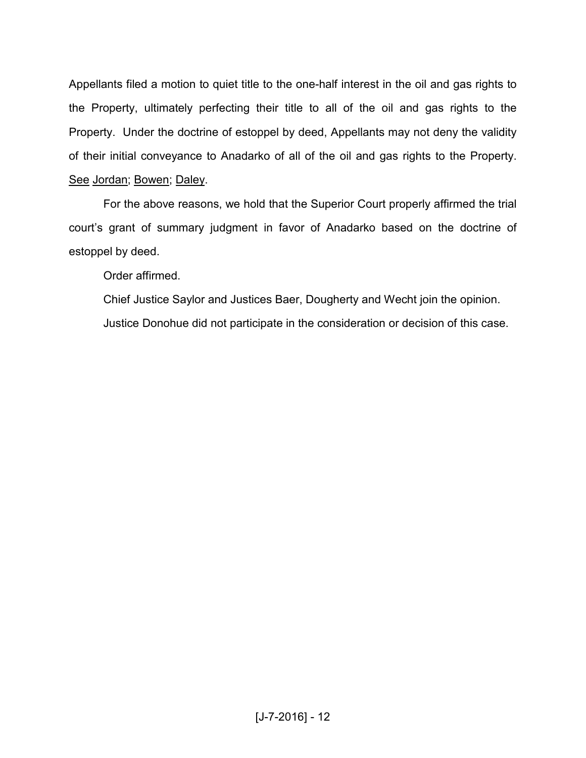Appellants filed a motion to quiet title to the one-half interest in the oil and gas rights to the Property, ultimately perfecting their title to all of the oil and gas rights to the Property. Under the doctrine of estoppel by deed, Appellants may not deny the validity of their initial conveyance to Anadarko of all of the oil and gas rights to the Property. See Jordan; Bowen; Daley.

For the above reasons, we hold that the Superior Court properly affirmed the trial court's grant of summary judgment in favor of Anadarko based on the doctrine of estoppel by deed.

Order affirmed.

Chief Justice Saylor and Justices Baer, Dougherty and Wecht join the opinion.

Justice Donohue did not participate in the consideration or decision of this case.